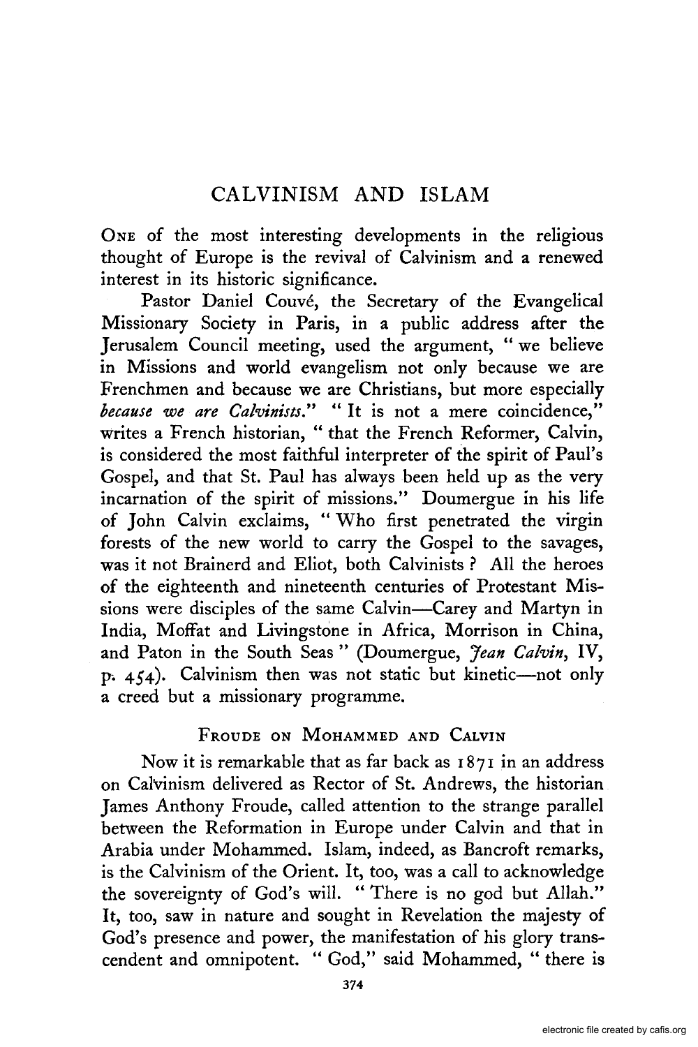# CALVINISM AND ISLAM

ONE of the most interesting developments in the religious thought of Europe is the revival of Calvinism and a renewed interest in its historic significance.

Pastor Daniel Couvé, the Secretary of the Evangelical Missionary Society in Paris, in a public address after the Jerusalem Council meeting, used the argument, "we believe in Missions and world evangelism not only because we are Frenchmen and because we are Christians, but more especially *because we are Calvinists.*" "It is not a mere coincidence," writes a French historian, "that the French Reformer, Calvin, is considered the most faithful interpreter of the spirit of Paul's Gospel, and that St. Paul has always been held up as the very incarnation of the spirit of missions." Doumergue in his life of John Calvin exclaims, "Who first penetrated the virgin forests of the new world to carry the Gospel to the savages, was it not Brainerd and Eliot, both Calvinists? All the heroes of the eighteenth and nineteenth centuries of Protestant Missions were disciples of the same Calvin—Carey and Martyn in India, Moffat and Livingstone in Africa, Morrison in China, and Paton in the South Seas" (Doumergue, *Jean Calvin*, IV, p. 454). Calvinism then was not static but kinetic—not only a creed but a missionary programme.

## FROUDE ON MOHAMMED AND CALVIN

Now it is remarkable that as far back as 1871 in an address on Calvinism delivered as Rector of St. Andrews, the historian James Anthony Froude, called attention to the strange parallel between the Reformation in Europe under Calvin and that in Arabia under Mohammed. Islam, indeed, as Bancroft remarks, is the Calvinism of the Orient. It, too, was a call to acknowledge the sovereignty of God's will. "There is no god but Allah." It, too, saw in nature and sought in Revelation the majesty of God's presence and power, the manifestation of his glory transcendent and omnipotent. "God," said Mohammed, "there is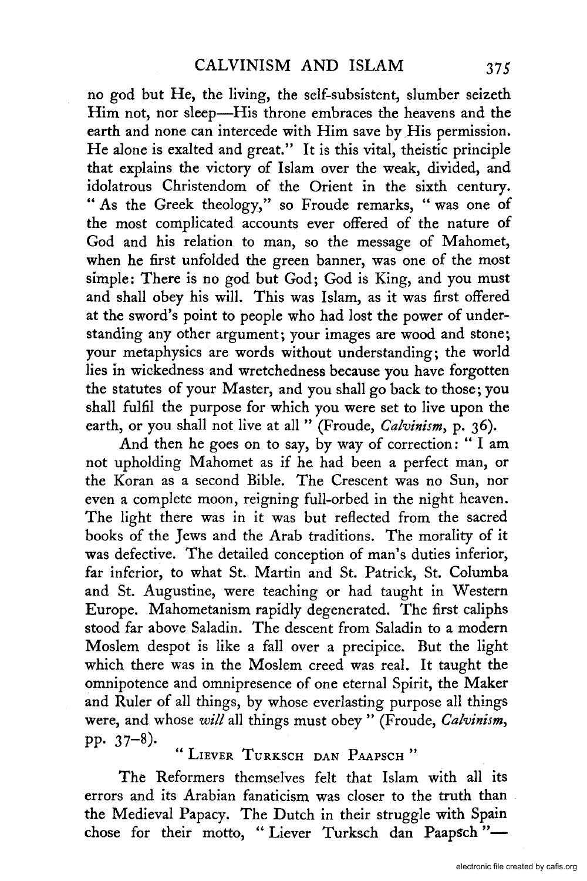no god but He, the living, the self-subsistent, slumber seizeth Him not, nor sleep—His throne embraces the heavens and the earth and none can intercede with Him save by His permission. He alone is exalted and great." It is this vital, theistic principle that explains the victory of Islam over the weak, divided, and idolatrous Christendom of the Orient in the sixth century. "As the Greek theology," so Froude remarks, "was one of the most complicated accounts ever offered of the nature of God and his relation to man, so the message of Mahomet, when he first unfolded the green banner, was one of the most simple: There is no god but God; God is King, and you must and shall obey his will. This was Islam, as it was first offered at the sword's point to people who had lost the power of understanding any other argument; your images are wood and stone; your metaphysics are words without understanding; the world lies in wickedness and wretchedness because you have forgotten the statutes of your Master, and you shall go back to those; you shall fulfil the purpose for which you were set to live upon the earth, or you shall not live at all" (Froude, *Calvinism*, p. 36).

And then he goes on to say, by way of correction: "I am not upholding Mahomet as if he had been a perfect man, or the Koran as a second Bible. The Crescent was no Sun, nor even a complete moon, reigning full-orbed in the night heaven. The light there was in it was but reflected from the sacred books of the Jews and the Arab traditions. The morality of it was defective. The detailed conception of man's duties inferior, far inferior, to what St. Martin and St. Patrick, St. Columba and St. Augustine, were teaching or had taught in Western Europe. Mahometanism rapidly degenerated. The first caliphs stood far above Saladin. The descent from Saladin to a modern Moslem despot is like a fall over a precipice. But the light which there was in the Moslem creed was real. It taught the omnipotence and omnipresence of one eternal Spirit, the Maker and Ruler of all things, by whose everlasting purpose all things were, and whose *will* all things must obey" (Froude, *Calvinism*, pp. 37–8).

### "Liever Turksch dan Paapsch"

The Reformers themselves felt that Islam with all its errors and its Arabian fanaticism was closer to the truth than the Medieval Papacy. The Dutch in their struggle with Spain chose for their motto, "Liever Turksch dan Paapsch"—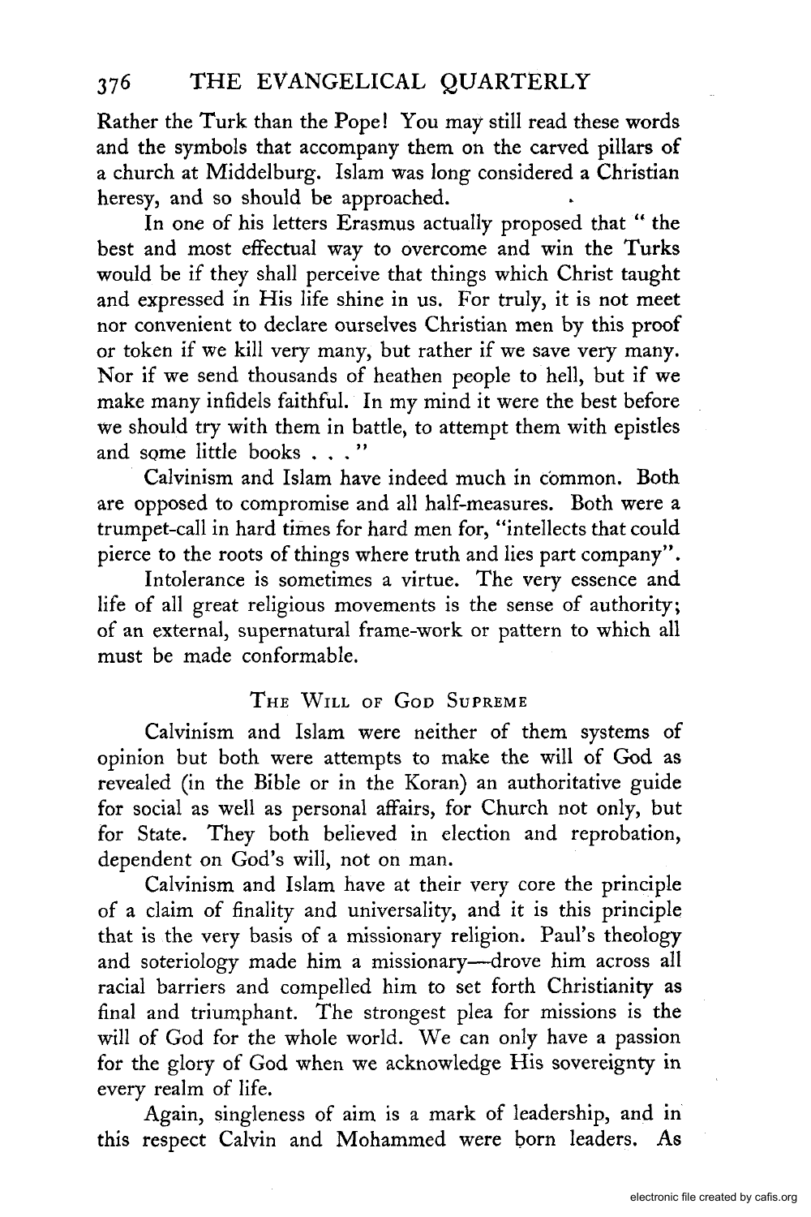Rather the Turk than the Pope! You may still read these words and the symbols that accompany them on the carved pillars of a church at Middelburg. Islam was long considered a Christian heresy, and so should be approached.

In one of his letters Erasmus actually proposed that " the best and most effectual way to overcome and win the Turks would be if they shall perceive that things which Christ taught and expressed in His life shine in us. For truly, it is not meet nor convenient to declare ourselves Christian men by this proof or token if we kill very many, but rather if we save very many. Nor if we send thousands of heathen people to hell, but if we make many infidels faithful. In my mind it were the best before we should try with them in battle, to attempt them with epistles and some little books . . . "

Calvinism and Islam have indeed much in common. Both are opposed to compromise and all half-measures. Both were a trumpet-call in hard times for hard men for, "intellects that could pierce to the roots of things where truth and lies part company".

Intolerance is sometimes a virtue. The very essence and life of all great religious movements is the sense of authority; of an external, supernatural frame-work or pattern to which all must be made conformable.

## The Will of God Supreme

Calvinism and Islam were neither of them systems of opinion but both were attempts to make the will of God as revealed (in the Bible or in the Koran) an authoritative guide for social as well as personal affairs, for Church not only, but for State. They both believed in election and reprobation, dependent on God's will, not on man.

Calvinism and Islam have at their very core the principle of a claim of finality and universality, and it is this principle that is the very basis of a missionary religion. Paul's theology and soteriology made him a missionary—drove him across all racial barriers and compelled him to set forth Christianity as final and triumphant. The strongest plea for missions is the will of God for the whole world. We can only have a passion for the glory of God when we acknowledge His sovereignty in every realm of life.

Again, singleness of aim is a mark of leadership, and in this respect Calvin and Mohammed were born leaders. As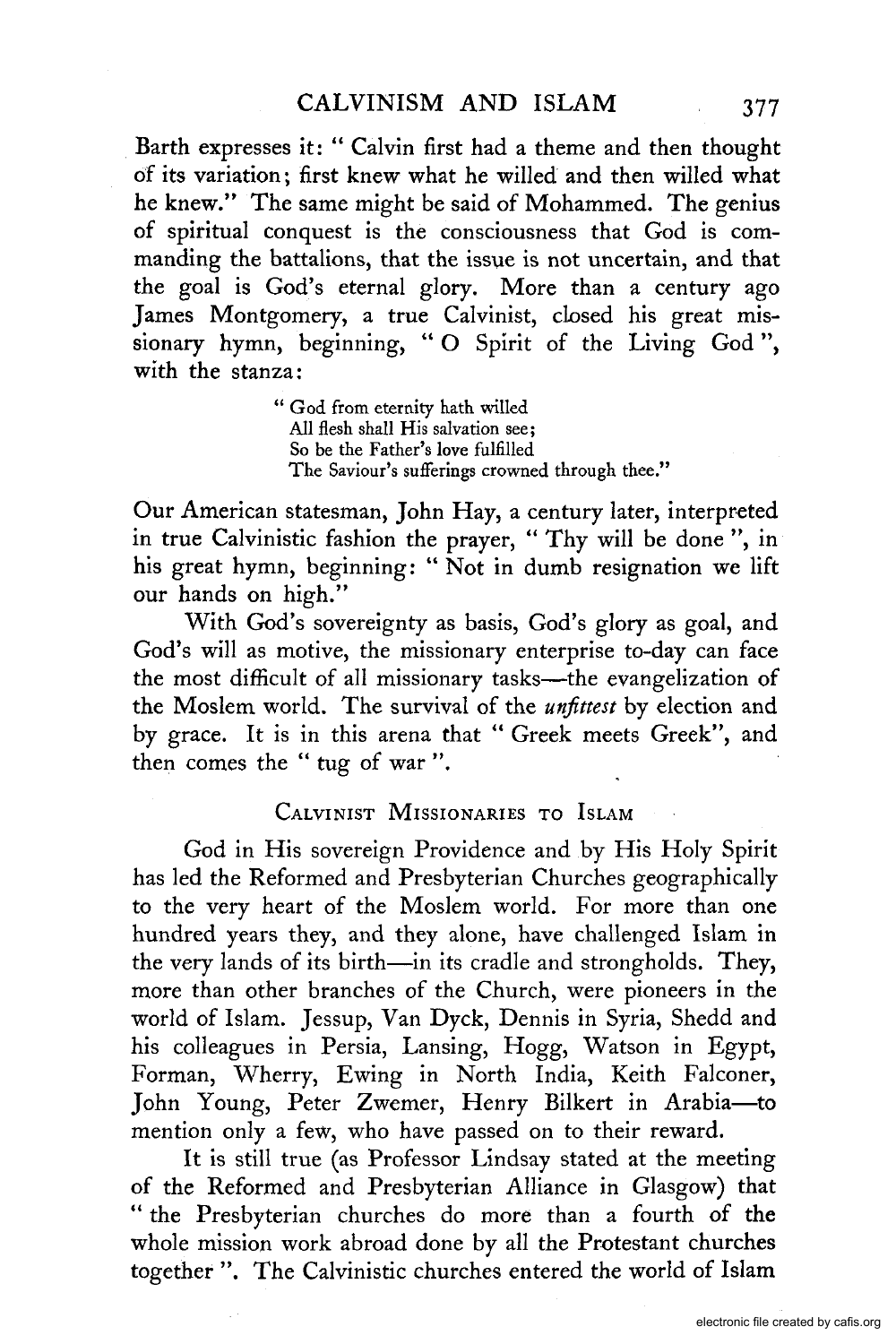Barth expresses it: " Calvin first had a theme and then thought of its variation; first knew what he willed and then willed what he knew." The same might be said of Mohammed. The genius of spiritual conquest is the consciousness that God is commanding the battalions, that the issue is not uncertain, and that the goal is God's eternal glory. More than a century ago James Montgomery, a true Calvinist, closed his great missionary hymn, beginning, " O Spirit of the Living God ", with the stanza:

> " God from eternity hath willed
> All flesh shall His salvation see;
> So be the Father's love fulfilled
> The Saviour's sufferings crowned through thee."

Our American statesman, John Hay, a century later, interpreted in true Calvinistic fashion the prayer, " Thy will be done ", in his great hymn, beginning: " Not in dumb resignation we lift our hands on high."

With God's sovereignty as basis, God's glory as goal, and God's will as motive, the missionary enterprise to-day can face the most difficult of all missionary tasks—the evangelization of the Moslem world. The survival of the *unfittest* by election and by grace. It is in this arena that " Greek meets Greek", and then comes the " tug of war ".

## Calvinist Missionaries to Islam

God in His sovereign Providence and by His Holy Spirit has led the Reformed and Presbyterian Churches geographically to the very heart of the Moslem world. For more than one hundred years they, and they alone, have challenged Islam in the very lands of its birth—in its cradle and strongholds. They, more than other branches of the Church, were pioneers in the world of Islam. Jessup, Van Dyck, Dennis in Syria, Shedd and his colleagues in Persia, Lansing, Hogg, Watson in Egypt, Forman, Wherry, Ewing in North India, Keith Falconer, John Young, Peter Zwemer, Henry Bilkert in Arabia—to mention only a few, who have passed on to their reward.

It is still true (as Professor Lindsay stated at the meeting of the Reformed and Presbyterian Alliance in Glasgow) that " the Presbyterian churches do more than a fourth of the whole mission work abroad done by all the Protestant churches together ". The Calvinistic churches entered the world of Islam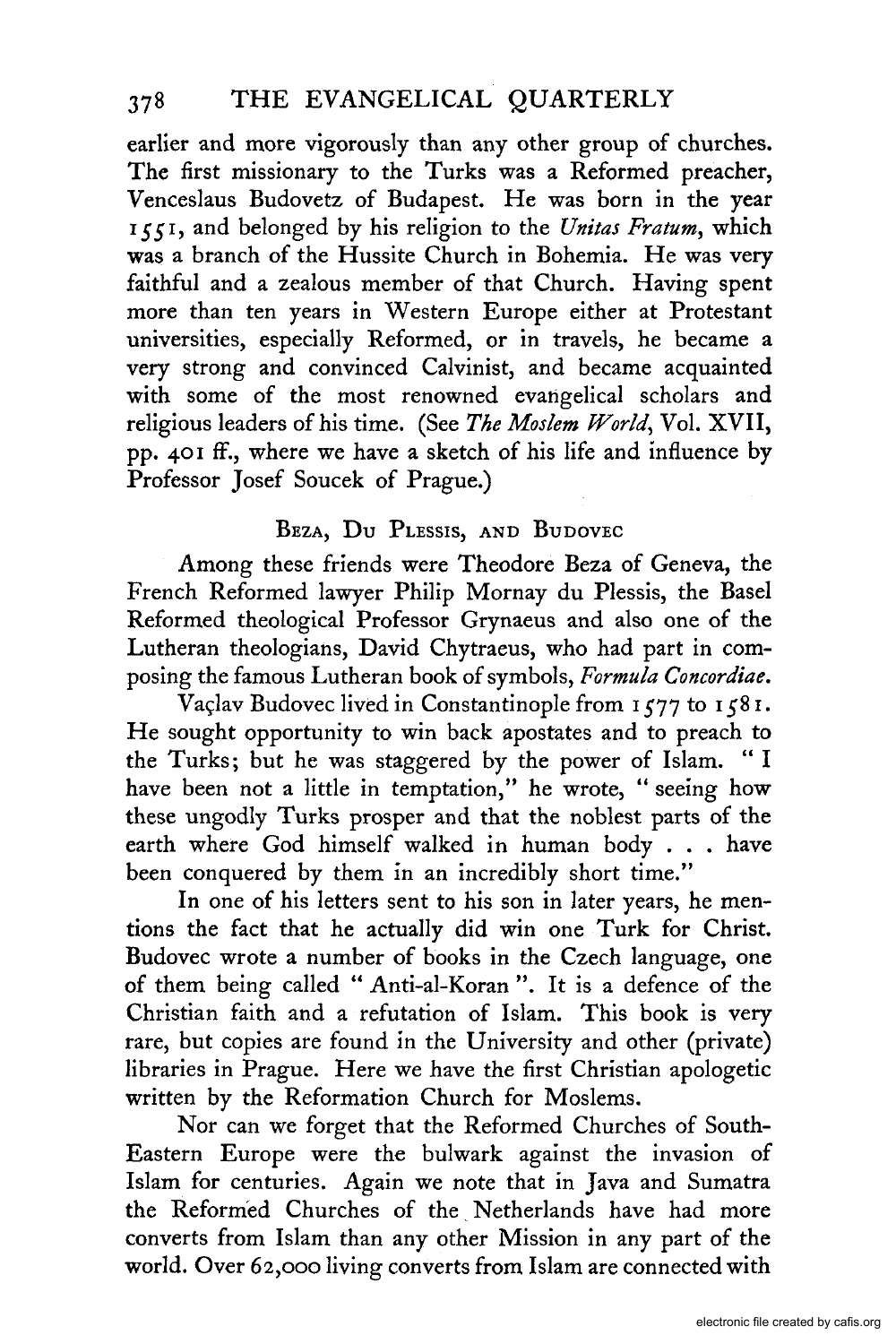earlier and more vigorously than any other group of churches. The first missionary to the Turks was a Reformed preacher, Venceslaus Budovetz of Budapest. He was born in the year 1551, and belonged by his religion to the *Unitas Fratum*, which was a branch of the Hussite Church in Bohemia. He was very faithful and a zealous member of that Church. Having spent more than ten years in Western Europe either at Protestant universities, especially Reformed, or in travels, he became a very strong and convinced Calvinist, and became acquainted with some of the most renowned evangelical scholars and religious leaders of his time. (See *The Moslem World*, Vol. XVII, pp. 401 ff., where we have a sketch of his life and influence by Professor Josef Soucek of Prague.)

### Beza, Du Plessis, and Budovec

Among these friends were Theodore Beza of Geneva, the French Reformed lawyer Philip Mornay du Plessis, the Basel Reformed theological Professor Grynaeus and also one of the Lutheran theologians, David Chytraeus, who had part in composing the famous Lutheran book of symbols, *Formula Concordiae*.

Vaçlav Budovec lived in Constantinople from 1577 to 1581. He sought opportunity to win back apostates and to preach to the Turks; but he was staggered by the power of Islam. "I have been not a little in temptation," he wrote, "seeing how these ungodly Turks prosper and that the noblest parts of the earth where God himself walked in human body . . . have been conquered by them in an incredibly short time."

In one of his letters sent to his son in later years, he mentions the fact that he actually did win one Turk for Christ. Budovec wrote a number of books in the Czech language, one of them being called "Anti-al-Koran". It is a defence of the Christian faith and a refutation of Islam. This book is very rare, but copies are found in the University and other (private) libraries in Prague. Here we have the first Christian apologetic written by the Reformation Church for Moslems.

Nor can we forget that the Reformed Churches of South-Eastern Europe were the bulwark against the invasion of Islam for centuries. Again we note that in Java and Sumatra the Reformed Churches of the Netherlands have had more converts from Islam than any other Mission in any part of the world. Over 62,000 living converts from Islam are connected with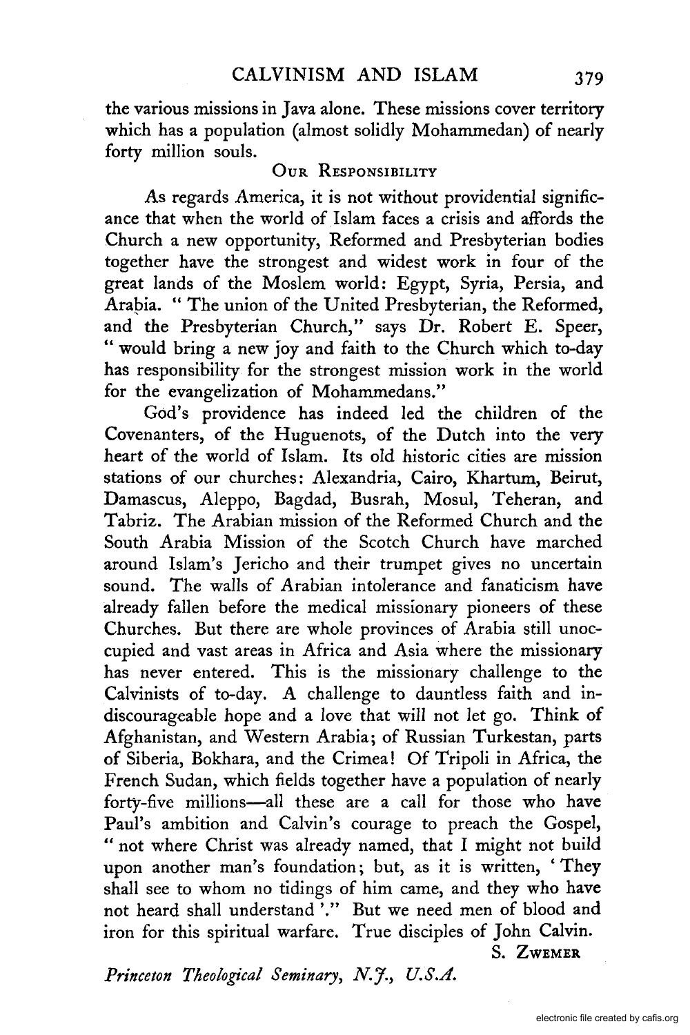the various missions in Java alone. These missions cover territory which has a population (almost solidly Mohammedan) of nearly forty million souls.

### Our Responsibility

As regards America, it is not without providential significance that when the world of Islam faces a crisis and affords the Church a new opportunity, Reformed and Presbyterian bodies together have the strongest and widest work in four of the great lands of the Moslem world: Egypt, Syria, Persia, and Arabia. " The union of the United Presbyterian, the Reformed, and the Presbyterian Church," says Dr. Robert E. Speer, " would bring a new joy and faith to the Church which to-day has responsibility for the strongest mission work in the world for the evangelization of Mohammedans."

God's providence has indeed led the children of the Covenanters, of the Huguenots, of the Dutch into the very heart of the world of Islam. Its old historic cities are mission stations of our churches: Alexandria, Cairo, Khartum, Beirut, Damascus, Aleppo, Bagdad, Busrah, Mosul, Teheran, and Tabriz. The Arabian mission of the Reformed Church and the South Arabia Mission of the Scotch Church have marched around Islam's Jericho and their trumpet gives no uncertain sound. The walls of Arabian intolerance and fanaticism have already fallen before the medical missionary pioneers of these Churches. But there are whole provinces of Arabia still unoccupied and vast areas in Africa and Asia where the missionary has never entered. This is the missionary challenge to the Calvinists of to-day. A challenge to dauntless faith and indiscourageable hope and a love that will not let go. Think of Afghanistan, and Western Arabia; of Russian Turkestan, parts of Siberia, Bokhara, and the Crimea! Of Tripoli in Africa, the French Sudan, which fields together have a population of nearly forty-five millions—all these are a call for those who have Paul's ambition and Calvin's courage to preach the Gospel, " not where Christ was already named, that I might not build upon another man's foundation; but, as it is written, 'They shall see to whom no tidings of him came, and they who have not heard shall understand'." But we need men of blood and iron for this spiritual warfare. True disciples of John Calvin.

S. Zwemer

*Princeton Theological Seminary, N.J., U.S.A.*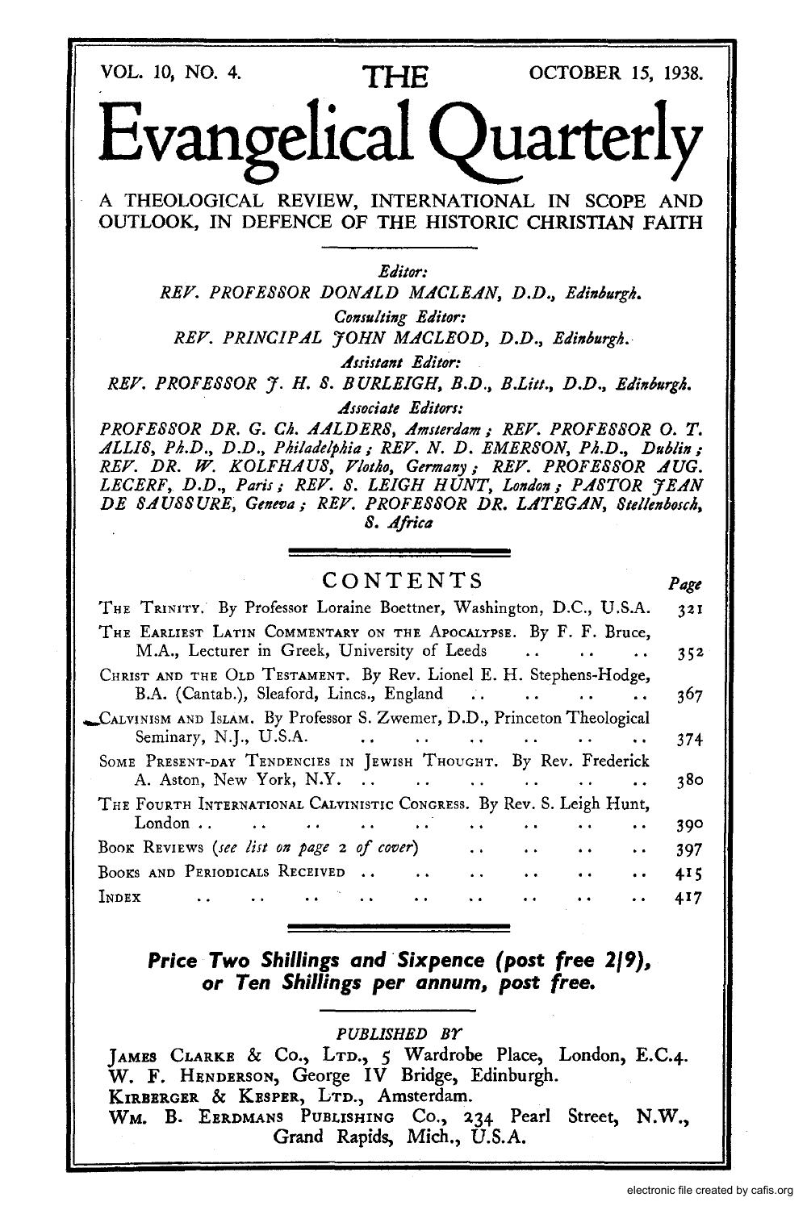VOL. 10, NO. 4. **THE** OCTOBER 15, 1938.

# Evangelical Quarterly

A THEOLOGICAL REVIEW, INTERNATIONAL IN SCOPE AND OUTLOOK, IN DEFENCE OF THE HISTORIC CHRISTIAN FAITH

*Editor:*
*REV. PROFESSOR DONALD MACLEAN, D.D., Edinburgh.*

*Consulting Editor:*
*REV. PRINCIPAL JOHN MACLEOD, D.D., Edinburgh.*

*Assistant Editor:*
*REV. PROFESSOR J. H. S. BURLEIGH, B.D., B.Litt., D.D., Edinburgh.*

*Associate Editors:*
*PROFESSOR DR. G. Ch. AALDERS, Amsterdam; REV. PROFESSOR O. T. ALLIS, Ph.D., D.D., Philadelphia; REV. N. D. EMERSON, Ph.D., Dublin; REV. DR. W. KOLFHAUS, Vlotho, Germany; REV. PROFESSOR AUG. LECERF, D.D., Paris; REV. S. LEIGH HUNT, London; PASTOR JEAN DE SAUSSURE, Geneva; REV. PROFESSOR DR. LATEGAN, Stellenbosch, S. Africa*

## CONTENTS

| | Page |
|---|---|
| THE TRINITY. By Professor Loraine Boettner, Washington, D.C., U.S.A. | 321 |
| THE EARLIEST LATIN COMMENTARY ON THE APOCALYPSE. By F. F. Bruce, M.A., Lecturer in Greek, University of Leeds | 352 |
| CHRIST AND THE OLD TESTAMENT. By Rev. Lionel E. H. Stephens-Hodge, B.A. (Cantab.), Sleaford, Lincs., England | 367 |
| CALVINISM AND ISLAM. By Professor S. Zwemer, D.D., Princeton Theological Seminary, N.J., U.S.A. | 374 |
| SOME PRESENT-DAY TENDENCIES IN JEWISH THOUGHT. By Rev. Frederick A. Aston, New York, N.Y. | 380 |
| THE FOURTH INTERNATIONAL CALVINISTIC CONGRESS. By Rev. S. Leigh Hunt, London | 390 |
| BOOK REVIEWS (*see list on page 2 of cover*) | 397 |
| BOOKS AND PERIODICALS RECEIVED | 415 |
| INDEX | 417 |

***Price Two Shillings and Sixpence (post free 2/9), or Ten Shillings per annum, post free.***

*PUBLISHED BY*

JAMES CLARKE & Co., LTD., 5 Wardrobe Place, London, E.C.4.
W. F. HENDERSON, George IV Bridge, Edinburgh.
KIRBERGER & KESPER, LTD., Amsterdam.
WM. B. EERDMANS PUBLISHING Co., 234 Pearl Street, N.W., Grand Rapids, Mich., U.S.A.